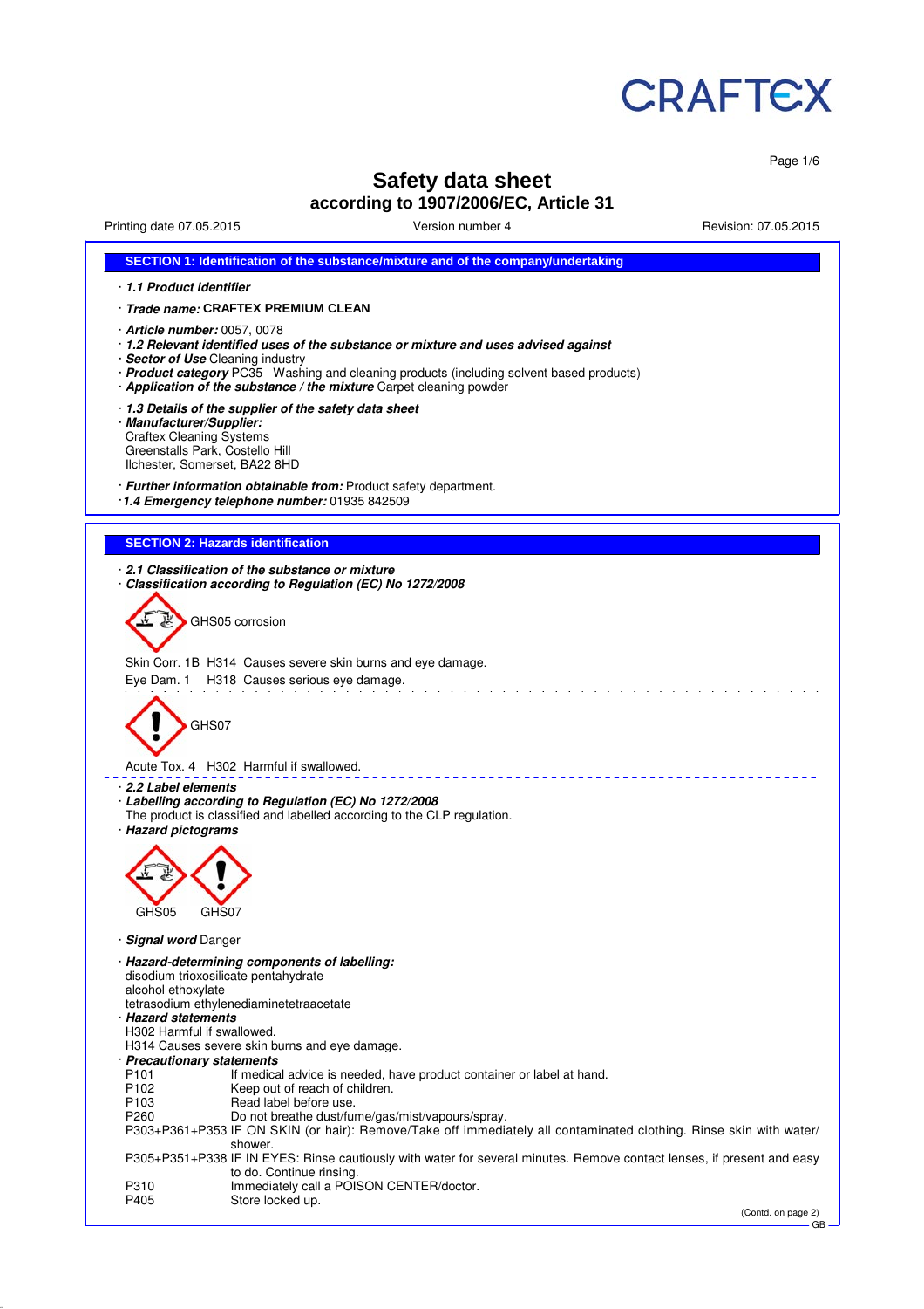CRAFTEX

# Safety data sheet

## according to 1907/2006/EC, Article 31

Printing date 07.05.2015 Version number 4 Revision: 07.05.2015

## SECTION 1: Identification of the substance/mixture and of the company/undertaking

· ***1.1 Product identifier***

· ***Trade name:*** **CRAFTEX PREMIUM CLEAN**

· ***Article number:*** 0057, 0078

· ***1.2 Relevant identified uses of the substance or mixture and uses advised against***

· ***Sector of Use*** Cleaning industry

· ***Product category*** PC35 Washing and cleaning products (including solvent based products)

· ***Application of the substance / the mixture*** Carpet cleaning powder

· ***1.3 Details of the supplier of the safety data sheet***

· ***Manufacturer/Supplier:***
Craftex Cleaning Systems
Greenstalls Park, Costello Hill
Ilchester, Somerset, BA22 8HD

· ***Further information obtainable from:*** Product safety department.

· ***1.4 Emergency telephone number:*** 01935 842509

## SECTION 2: Hazards identification

· ***2.1 Classification of the substance or mixture***

· ***Classification according to Regulation (EC) No 1272/2008***

GHS05 corrosion

Skin Corr. 1B H314 Causes severe skin burns and eye damage.

Eye Dam. 1 H318 Causes serious eye damage.

GHS07

Acute Tox. 4 H302 Harmful if swallowed.

· ***2.2 Label elements***

· ***Labelling according to Regulation (EC) No 1272/2008***

The product is classified and labelled according to the CLP regulation.

· ***Hazard pictograms***

GHS05 GHS07

· ***Signal word*** Danger

· ***Hazard-determining components of labelling:***
disodium trioxosilicate pentahydrate
alcohol ethoxylate
tetrasodium ethylenediaminetetraacetate

· ***Hazard statements***
H302 Harmful if swallowed.
H314 Causes severe skin burns and eye damage.

· ***Precautionary statements***

| | |
|---|---|
| P101 | If medical advice is needed, have product container or label at hand. |
| P102 | Keep out of reach of children. |
| P103 | Read label before use. |
| P260 | Do not breathe dust/fume/gas/mist/vapours/spray. |
| P303+P361+P353 | IF ON SKIN (or hair): Remove/Take off immediately all contaminated clothing. Rinse skin with water/shower. |
| P305+P351+P338 | IF IN EYES: Rinse cautiously with water for several minutes. Remove contact lenses, if present and easy to do. Continue rinsing. |
| P310 | Immediately call a POISON CENTER/doctor. |
| P405 | Store locked up. |

(Contd. on page 2)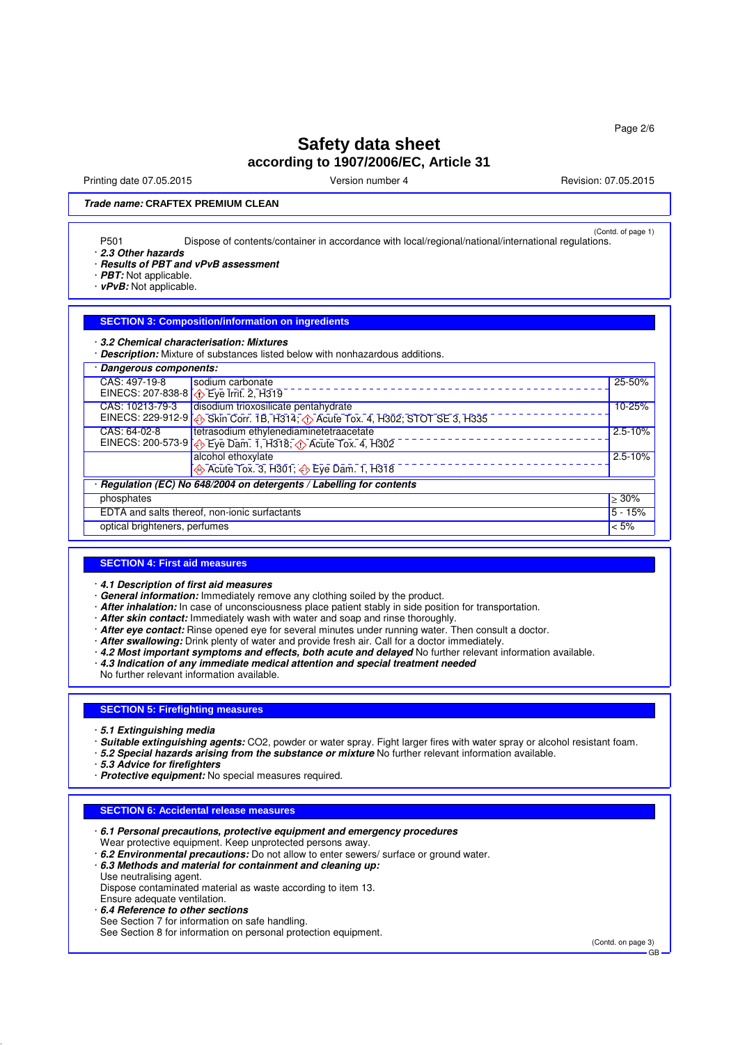**Trade name: CRAFTEX PREMIUM CLEAN**

(Contd. of page 1)

P501 Dispose of contents/container in accordance with local/regional/national/international regulations.

· **2.3 Other hazards**
· **Results of PBT and vPvB assessment**
· **PBT:** Not applicable.
· **vPvB:** Not applicable.

## SECTION 3: Composition/information on ingredients

· **3.2 Chemical characterisation: Mixtures**
· **Description:** Mixture of substances listed below with nonhazardous additions.

· **Dangerous components:**

| | | |
|---|---|---|
| CAS: 497-19-8<br>EINECS: 207-838-8 | sodium carbonate<br>Eye Irrit. 2, H319 | 25-50% |
| CAS: 10213-79-3<br>EINECS: 229-912-9 | disodium trioxosilicate pentahydrate<br>Skin Corr. 1B, H314; Acute Tox. 4, H302; STOT SE 3, H335 | 10-25% |
| CAS: 64-02-8<br>EINECS: 200-573-9 | tetrasodium ethylenediaminetetraacetate<br>Eye Dam. 1, H318; Acute Tox. 4, H302 | 2.5-10% |
| | alcohol ethoxylate<br>Acute Tox. 3, H301; Eye Dam. 1, H318 | 2.5-10% |

· **Regulation (EC) No 648/2004 on detergents / Labelling for contents**

| | |
|---|---|
| phosphates | ≥ 30% |
| EDTA and salts thereof, non-ionic surfactants | 5 - 15% |
| optical brighteners, perfumes | < 5% |

## SECTION 4: First aid measures

· **4.1 Description of first aid measures**
· **General information:** Immediately remove any clothing soiled by the product.
· **After inhalation:** In case of unconsciousness place patient stably in side position for transportation.
· **After skin contact:** Immediately wash with water and soap and rinse thoroughly.
· **After eye contact:** Rinse opened eye for several minutes under running water. Then consult a doctor.
· **After swallowing:** Drink plenty of water and provide fresh air. Call for a doctor immediately.
· **4.2 Most important symptoms and effects, both acute and delayed** No further relevant information available.
· **4.3 Indication of any immediate medical attention and special treatment needed**
No further relevant information available.

## SECTION 5: Firefighting measures

· **5.1 Extinguishing media**
· **Suitable extinguishing agents:** CO2, powder or water spray. Fight larger fires with water spray or alcohol resistant foam.
· **5.2 Special hazards arising from the substance or mixture** No further relevant information available.
· **5.3 Advice for firefighters**
· **Protective equipment:** No special measures required.

## SECTION 6: Accidental release measures

· **6.1 Personal precautions, protective equipment and emergency procedures**
Wear protective equipment. Keep unprotected persons away.
· **6.2 Environmental precautions:** Do not allow to enter sewers/ surface or ground water.
· **6.3 Methods and material for containment and cleaning up:**
Use neutralising agent.
Dispose contaminated material as waste according to item 13.
Ensure adequate ventilation.
· **6.4 Reference to other sections**
See Section 7 for information on safe handling.
See Section 8 for information on personal protection equipment.

(Contd. on page 3)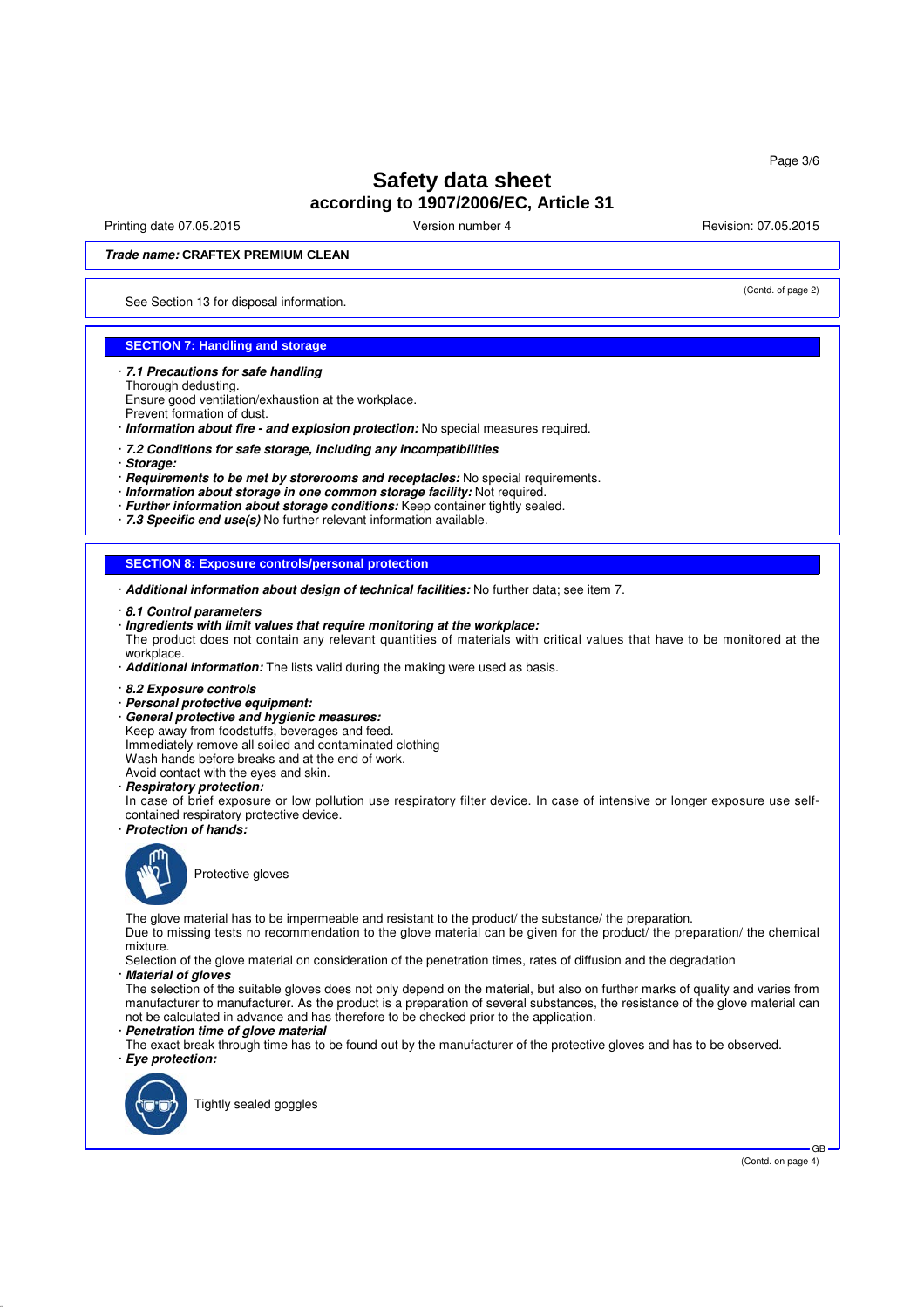# Safety data sheet

## according to 1907/2006/EC, Article 31

Printing date 07.05.2015 | Version number 4 | Revision: 07.05.2015

***Trade name:*** **CRAFTEX PREMIUM CLEAN**

(Contd. of page 2)

See Section 13 for disposal information.

## SECTION 7: Handling and storage

· ***7.1 Precautions for safe handling***
Thorough dedusting.
Ensure good ventilation/exhaustion at the workplace.
Prevent formation of dust.
· ***Information about fire - and explosion protection:*** No special measures required.

· ***7.2 Conditions for safe storage, including any incompatibilities***
· ***Storage:***
· ***Requirements to be met by storerooms and receptacles:*** No special requirements.
· ***Information about storage in one common storage facility:*** Not required.
· ***Further information about storage conditions:*** Keep container tightly sealed.
· ***7.3 Specific end use(s)*** No further relevant information available.

## SECTION 8: Exposure controls/personal protection

· ***Additional information about design of technical facilities:*** No further data; see item 7.

· ***8.1 Control parameters***
· ***Ingredients with limit values that require monitoring at the workplace:***
The product does not contain any relevant quantities of materials with critical values that have to be monitored at the workplace.
· ***Additional information:*** The lists valid during the making were used as basis.

· ***8.2 Exposure controls***
· ***Personal protective equipment:***
· ***General protective and hygienic measures:***
Keep away from foodstuffs, beverages and feed.
Immediately remove all soiled and contaminated clothing
Wash hands before breaks and at the end of work.
Avoid contact with the eyes and skin.
· ***Respiratory protection:***
In case of brief exposure or low pollution use respiratory filter device. In case of intensive or longer exposure use self-contained respiratory protective device.
· ***Protection of hands:***

Protective gloves

The glove material has to be impermeable and resistant to the product/ the substance/ the preparation.
Due to missing tests no recommendation to the glove material can be given for the product/ the preparation/ the chemical mixture.
Selection of the glove material on consideration of the penetration times, rates of diffusion and the degradation
· ***Material of gloves***
The selection of the suitable gloves does not only depend on the material, but also on further marks of quality and varies from manufacturer to manufacturer. As the product is a preparation of several substances, the resistance of the glove material can not be calculated in advance and has therefore to be checked prior to the application.
· ***Penetration time of glove material***
The exact break through time has to be found out by the manufacturer of the protective gloves and has to be observed.
· ***Eye protection:***

Tightly sealed goggles

(Contd. on page 4)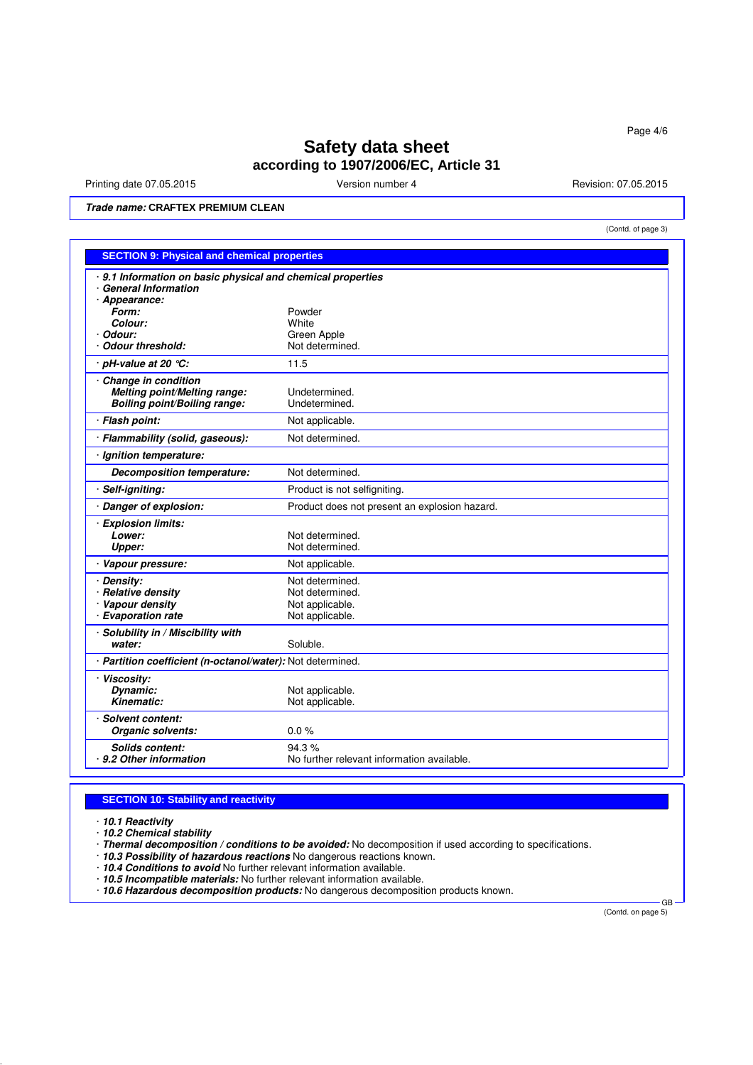# Safety data sheet
## according to 1907/2006/EC, Article 31

Printing date 07.05.2015 Version number 4 Revision: 07.05.2015

***Trade name:*** **CRAFTEX PREMIUM CLEAN**

(Contd. of page 3)

### SECTION 9: Physical and chemical properties

| | |
|---|---|
| · ***9.1 Information on basic physical and chemical properties*** | |
| · ***General Information*** | |
| · ***Appearance:*** | |
| ***Form:*** | Powder |
| ***Colour:*** | White |
| · ***Odour:*** | Green Apple |
| · ***Odour threshold:*** | Not determined. |
| · ***pH-value at 20 °C:*** | 11.5 |
| · ***Change in condition*** | |
| ***Melting point/Melting range:*** | Undetermined. |
| ***Boiling point/Boiling range:*** | Undetermined. |
| · ***Flash point:*** | Not applicable. |
| · ***Flammability (solid, gaseous):*** | Not determined. |
| · ***Ignition temperature:*** | |
| ***Decomposition temperature:*** | Not determined. |
| · ***Self-igniting:*** | Product is not selfigniting. |
| · ***Danger of explosion:*** | Product does not present an explosion hazard. |
| · ***Explosion limits:*** | |
| ***Lower:*** | Not determined. |
| ***Upper:*** | Not determined. |
| · ***Vapour pressure:*** | Not applicable. |
| · ***Density:*** | Not determined. |
| · ***Relative density*** | Not determined. |
| · ***Vapour density*** | Not applicable. |
| · ***Evaporation rate*** | Not applicable. |
| · ***Solubility in / Miscibility with*** | |
| ***water:*** | Soluble. |
| · ***Partition coefficient (n-octanol/water):*** | Not determined. |
| · ***Viscosity:*** | |
| ***Dynamic:*** | Not applicable. |
| ***Kinematic:*** | Not applicable. |
| · ***Solvent content:*** | |
| ***Organic solvents:*** | 0.0 % |
| ***Solids content:*** | 94.3 % |
| · ***9.2 Other information*** | No further relevant information available. |

### SECTION 10: Stability and reactivity

- · ***10.1 Reactivity***
- · ***10.2 Chemical stability***
- · ***Thermal decomposition / conditions to be avoided:*** No decomposition if used according to specifications.
- · ***10.3 Possibility of hazardous reactions*** No dangerous reactions known.
- · ***10.4 Conditions to avoid*** No further relevant information available.
- · ***10.5 Incompatible materials:*** No further relevant information available.
- · ***10.6 Hazardous decomposition products:*** No dangerous decomposition products known.

(Contd. on page 5)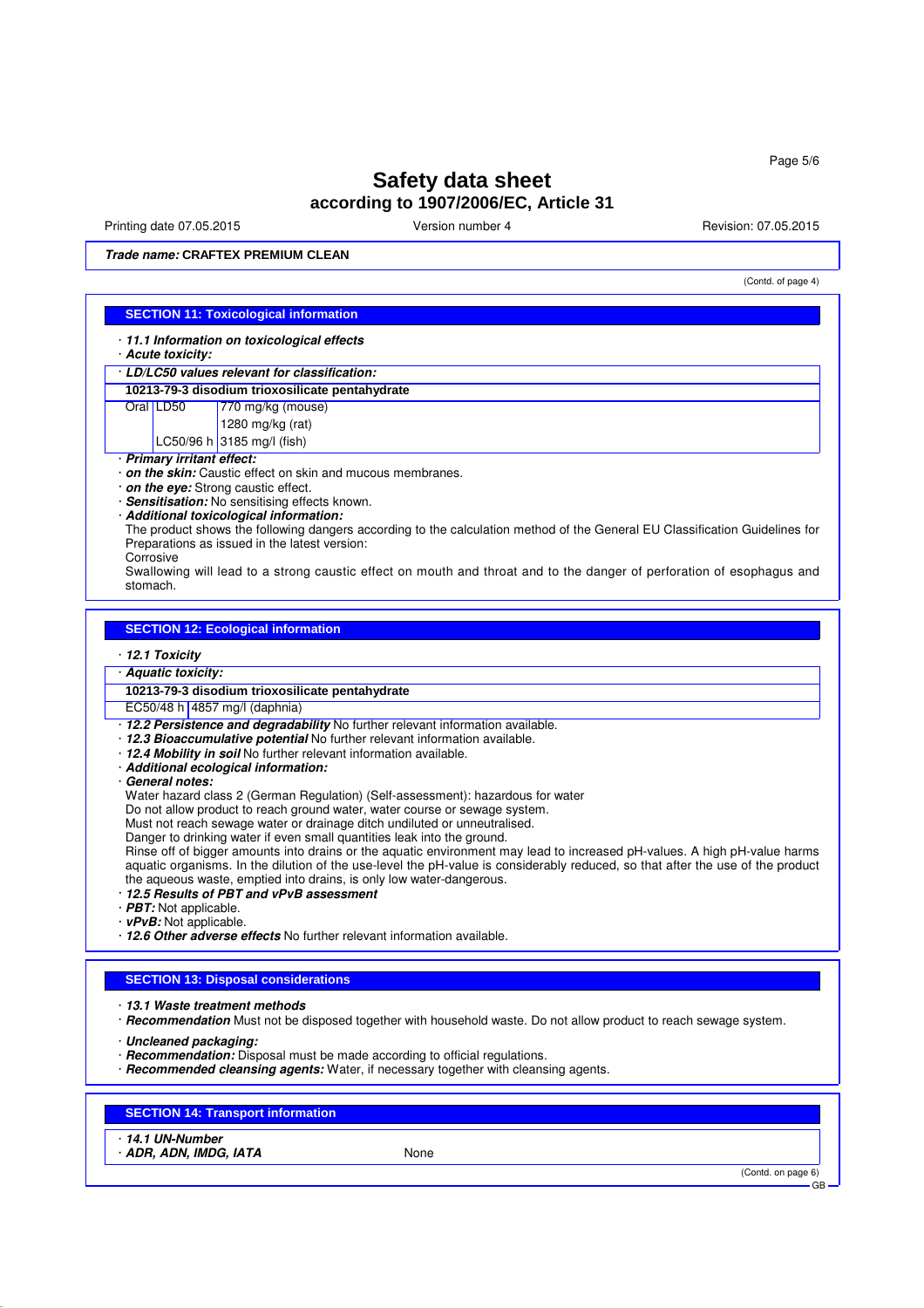# Safety data sheet
## according to 1907/2006/EC, Article 31

Printing date 07.05.2015 | Version number 4 | Revision: 07.05.2015

***Trade name:*** **CRAFTEX PREMIUM CLEAN**

(Contd. of page 4)

## SECTION 11: Toxicological information

· ***11.1 Information on toxicological effects***
· ***Acute toxicity:***

· ***LD/LC50 values relevant for classification:***

| **10213-79-3 disodium trioxosilicate pentahydrate** | | |
|---|---|---|
| Oral | LD50 | 770 mg/kg (mouse) |
| | | 1280 mg/kg (rat) |
| | LC50/96 h | 3185 mg/l (fish) |

· ***Primary irritant effect:***
· ***on the skin:*** Caustic effect on skin and mucous membranes.
· ***on the eye:*** Strong caustic effect.
· ***Sensitisation:*** No sensitising effects known.
· ***Additional toxicological information:***
The product shows the following dangers according to the calculation method of the General EU Classification Guidelines for Preparations as issued in the latest version:
Corrosive
Swallowing will lead to a strong caustic effect on mouth and throat and to the danger of perforation of esophagus and stomach.

## SECTION 12: Ecological information

· ***12.1 Toxicity***

· ***Aquatic toxicity:***

| **10213-79-3 disodium trioxosilicate pentahydrate** | |
|---|---|
| EC50/48 h | 4857 mg/l (daphnia) |

· ***12.2 Persistence and degradability*** No further relevant information available.
· ***12.3 Bioaccumulative potential*** No further relevant information available.
· ***12.4 Mobility in soil*** No further relevant information available.
· ***Additional ecological information:***
· ***General notes:***
Water hazard class 2 (German Regulation) (Self-assessment): hazardous for water
Do not allow product to reach ground water, water course or sewage system.
Must not reach sewage water or drainage ditch undiluted or unneutralised.
Danger to drinking water if even small quantities leak into the ground.
Rinse off of bigger amounts into drains or the aquatic environment may lead to increased pH-values. A high pH-value harms aquatic organisms. In the dilution of the use-level the pH-value is considerably reduced, so that after the use of the product the aqueous waste, emptied into drains, is only low water-dangerous.
· ***12.5 Results of PBT and vPvB assessment***
· ***PBT:*** Not applicable.
· ***vPvB:*** Not applicable.
· ***12.6 Other adverse effects*** No further relevant information available.

## SECTION 13: Disposal considerations

· ***13.1 Waste treatment methods***
· ***Recommendation*** Must not be disposed together with household waste. Do not allow product to reach sewage system.

· ***Uncleaned packaging:***
· ***Recommendation:*** Disposal must be made according to official regulations.
· ***Recommended cleansing agents:*** Water, if necessary together with cleansing agents.

## SECTION 14: Transport information

· ***14.1 UN-Number***
· ***ADR, ADN, IMDG, IATA*** None

(Contd. on page 6)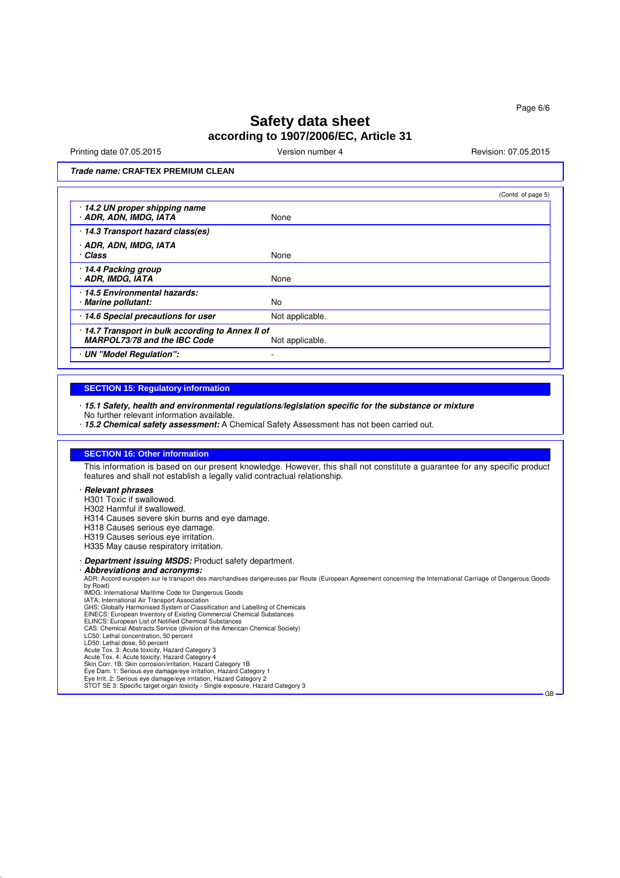# Safety data sheet

## according to 1907/2006/EC, Article 31

Printing date 07.05.2015 Version number 4 Revision: 07.05.2015

***Trade name:* CRAFTEX PREMIUM CLEAN**

(Contd. of page 5)

| | |
|---|---|
| · ***14.2 UN proper shipping name***<br>· ***ADR, ADN, IMDG, IATA*** | None |
| · ***14.3 Transport hazard class(es)*** | |
| · ***ADR, ADN, IMDG, IATA***<br>· ***Class*** | None |
| · ***14.4 Packing group***<br>· ***ADR, IMDG, IATA*** | None |
| · ***14.5 Environmental hazards:***<br>· ***Marine pollutant:*** | No |
| · ***14.6 Special precautions for user*** | Not applicable. |
| · ***14.7 Transport in bulk according to Annex II of MARPOL73/78 and the IBC Code*** | Not applicable. |
| · ***UN "Model Regulation":*** | - |

## SECTION 15: Regulatory information

· ***15.1 Safety, health and environmental regulations/legislation specific for the substance or mixture***
No further relevant information available.
· ***15.2 Chemical safety assessment:*** A Chemical Safety Assessment has not been carried out.

## SECTION 16: Other information

This information is based on our present knowledge. However, this shall not constitute a guarantee for any specific product features and shall not establish a legally valid contractual relationship.

· ***Relevant phrases***
H301 Toxic if swallowed.
H302 Harmful if swallowed.
H314 Causes severe skin burns and eye damage.
H318 Causes serious eye damage.
H319 Causes serious eye irritation.
H335 May cause respiratory irritation.

· ***Department issuing MSDS:*** Product safety department.
· ***Abbreviations and acronyms:***
ADR: Accord européen sur le transport des marchandises dangereuses par Route (European Agreement concerning the International Carriage of Dangerous Goods by Road)
IMDG: International Maritime Code for Dangerous Goods
IATA: International Air Transport Association
GHS: Globally Harmonised System of Classification and Labelling of Chemicals
EINECS: European Inventory of Existing Commercial Chemical Substances
ELINCS: European List of Notified Chemical Substances
CAS: Chemical Abstracts Service (division of the American Chemical Society)
LC50: Lethal concentration, 50 percent
LD50: Lethal dose, 50 percent
Acute Tox. 3: Acute toxicity, Hazard Category 3
Acute Tox. 4: Acute toxicity, Hazard Category 4
Skin Corr. 1B: Skin corrosion/irritation, Hazard Category 1B
Eye Dam. 1: Serious eye damage/eye irritation, Hazard Category 1
Eye Irrit. 2: Serious eye damage/eye irritation, Hazard Category 2
STOT SE 3: Specific target organ toxicity - Single exposure, Hazard Category 3

GB